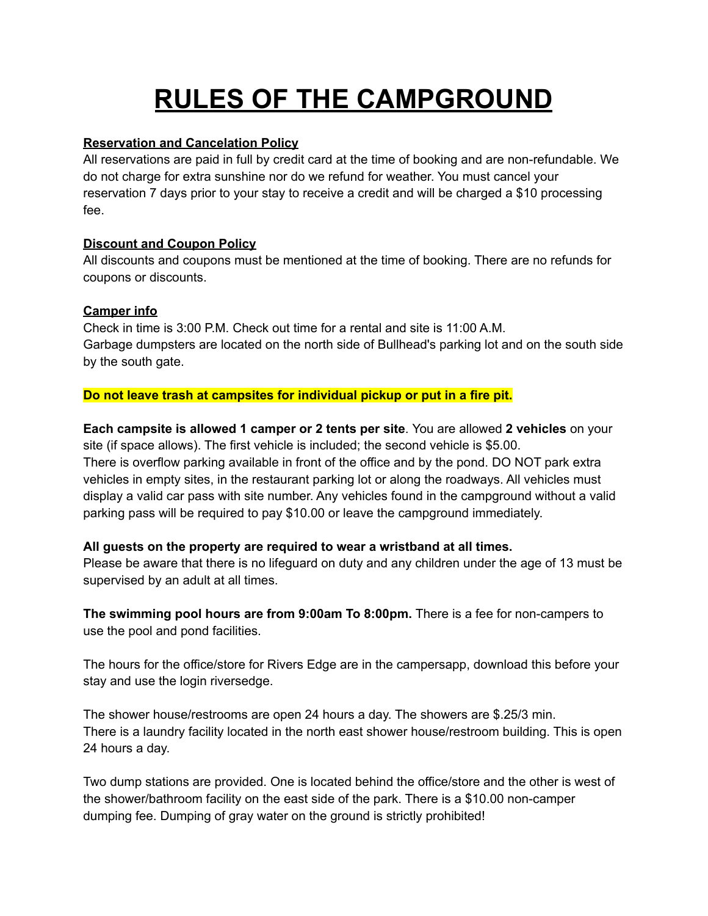# RULES OF THE CAMPGROUND

**Reservation and Cancelation Policy**

All reservations are paid in full by credit card at the time of booking and are non-refundable. We do not charge for extra sunshine nor do we refund for weather. You must cancel your reservation 7 days prior to your stay to receive a credit and will be charged a $10 processing fee.

**Discount and Coupon Policy**

All discounts and coupons must be mentioned at the time of booking. There are no refunds for coupons or discounts.

**Camper info**

Check in time is 3:00 P.M. Check out time for a rental and site is 11:00 A.M.
Garbage dumpsters are located on the north side of Bullhead's parking lot and on the south side by the south gate.

**Do not leave trash at campsites for individual pickup or put in a fire pit.**

**Each campsite is allowed 1 camper or 2 tents per site**. You are allowed **2 vehicles** on your site (if space allows). The first vehicle is included; the second vehicle is $5.00.
There is overflow parking available in front of the office and by the pond. DO NOT park extra vehicles in empty sites, in the restaurant parking lot or along the roadways. All vehicles must display a valid car pass with site number. Any vehicles found in the campground without a valid parking pass will be required to pay $10.00 or leave the campground immediately.

**All guests on the property are required to wear a wristband at all times.**
Please be aware that there is no lifeguard on duty and any children under the age of 13 must be supervised by an adult at all times.

**The swimming pool hours are from 9:00am To 8:00pm.** There is a fee for non-campers to use the pool and pond facilities.

The hours for the office/store for Rivers Edge are in the campersapp, download this before your stay and use the login riversedge.

The shower house/restrooms are open 24 hours a day. The showers are $.25/3 min.
There is a laundry facility located in the north east shower house/restroom building. This is open 24 hours a day.

Two dump stations are provided. One is located behind the office/store and the other is west of the shower/bathroom facility on the east side of the park. There is a $10.00 non-camper dumping fee. Dumping of gray water on the ground is strictly prohibited!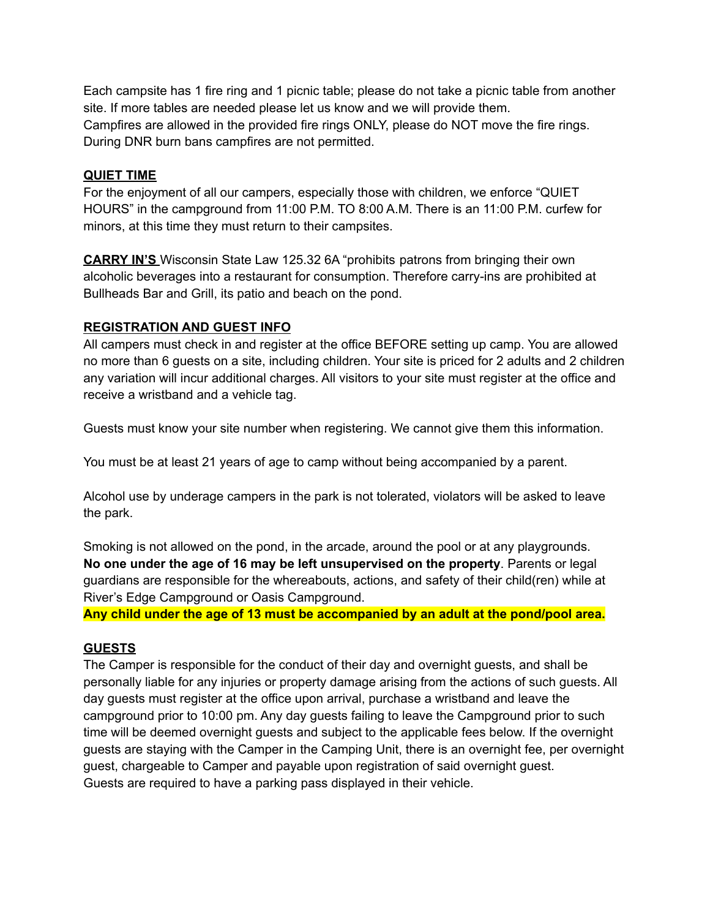Each campsite has 1 fire ring and 1 picnic table; please do not take a picnic table from another site. If more tables are needed please let us know and we will provide them.
Campfires are allowed in the provided fire rings ONLY, please do NOT move the fire rings.
During DNR burn bans campfires are not permitted.

**QUIET TIME**

For the enjoyment of all our campers, especially those with children, we enforce "QUIET HOURS" in the campground from 11:00 P.M. TO 8:00 A.M. There is an 11:00 P.M. curfew for minors, at this time they must return to their campsites.

**CARRY IN'S** Wisconsin State Law 125.32 6A "prohibits patrons from bringing their own alcoholic beverages into a restaurant for consumption. Therefore carry-ins are prohibited at Bullheads Bar and Grill, its patio and beach on the pond.

**REGISTRATION AND GUEST INFO**

All campers must check in and register at the office BEFORE setting up camp. You are allowed no more than 6 guests on a site, including children. Your site is priced for 2 adults and 2 children any variation will incur additional charges. All visitors to your site must register at the office and receive a wristband and a vehicle tag.

Guests must know your site number when registering. We cannot give them this information.

You must be at least 21 years of age to camp without being accompanied by a parent.

Alcohol use by underage campers in the park is not tolerated, violators will be asked to leave the park.

Smoking is not allowed on the pond, in the arcade, around the pool or at any playgrounds.
**No one under the age of 16 may be left unsupervised on the property**. Parents or legal guardians are responsible for the whereabouts, actions, and safety of their child(ren) while at River's Edge Campground or Oasis Campground.
**Any child under the age of 13 must be accompanied by an adult at the pond/pool area.**

**GUESTS**

The Camper is responsible for the conduct of their day and overnight guests, and shall be personally liable for any injuries or property damage arising from the actions of such guests. All day guests must register at the office upon arrival, purchase a wristband and leave the campground prior to 10:00 pm. Any day guests failing to leave the Campground prior to such time will be deemed overnight guests and subject to the applicable fees below. If the overnight guests are staying with the Camper in the Camping Unit, there is an overnight fee, per overnight guest, chargeable to Camper and payable upon registration of said overnight guest.
Guests are required to have a parking pass displayed in their vehicle.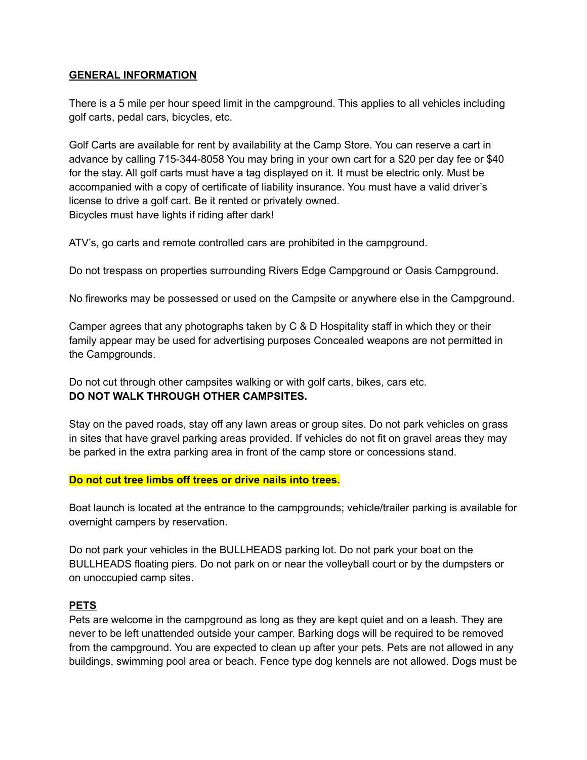## GENERAL INFORMATION

There is a 5 mile per hour speed limit in the campground. This applies to all vehicles including golf carts, pedal cars, bicycles, etc.

Golf Carts are available for rent by availability at the Camp Store. You can reserve a cart in advance by calling 715-344-8058 You may bring in your own cart for a $20 per day fee or $40 for the stay. All golf carts must have a tag displayed on it. It must be electric only. Must be accompanied with a copy of certificate of liability insurance. You must have a valid driver's license to drive a golf cart. Be it rented or privately owned.
Bicycles must have lights if riding after dark!

ATV's, go carts and remote controlled cars are prohibited in the campground.

Do not trespass on properties surrounding Rivers Edge Campground or Oasis Campground.

No fireworks may be possessed or used on the Campsite or anywhere else in the Campground.

Camper agrees that any photographs taken by C & D Hospitality staff in which they or their family appear may be used for advertising purposes Concealed weapons are not permitted in the Campgrounds.

Do not cut through other campsites walking or with golf carts, bikes, cars etc.
**DO NOT WALK THROUGH OTHER CAMPSITES.**

Stay on the paved roads, stay off any lawn areas or group sites. Do not park vehicles on grass in sites that have gravel parking areas provided. If vehicles do not fit on gravel areas they may be parked in the extra parking area in front of the camp store or concessions stand.

**Do not cut tree limbs off trees or drive nails into trees.**

Boat launch is located at the entrance to the campgrounds; vehicle/trailer parking is available for overnight campers by reservation.

Do not park your vehicles in the BULLHEADS parking lot. Do not park your boat on the BULLHEADS floating piers. Do not park on or near the volleyball court or by the dumpsters or on unoccupied camp sites.

## PETS

Pets are welcome in the campground as long as they are kept quiet and on a leash. They are never to be left unattended outside your camper. Barking dogs will be required to be removed from the campground. You are expected to clean up after your pets. Pets are not allowed in any buildings, swimming pool area or beach. Fence type dog kennels are not allowed. Dogs must be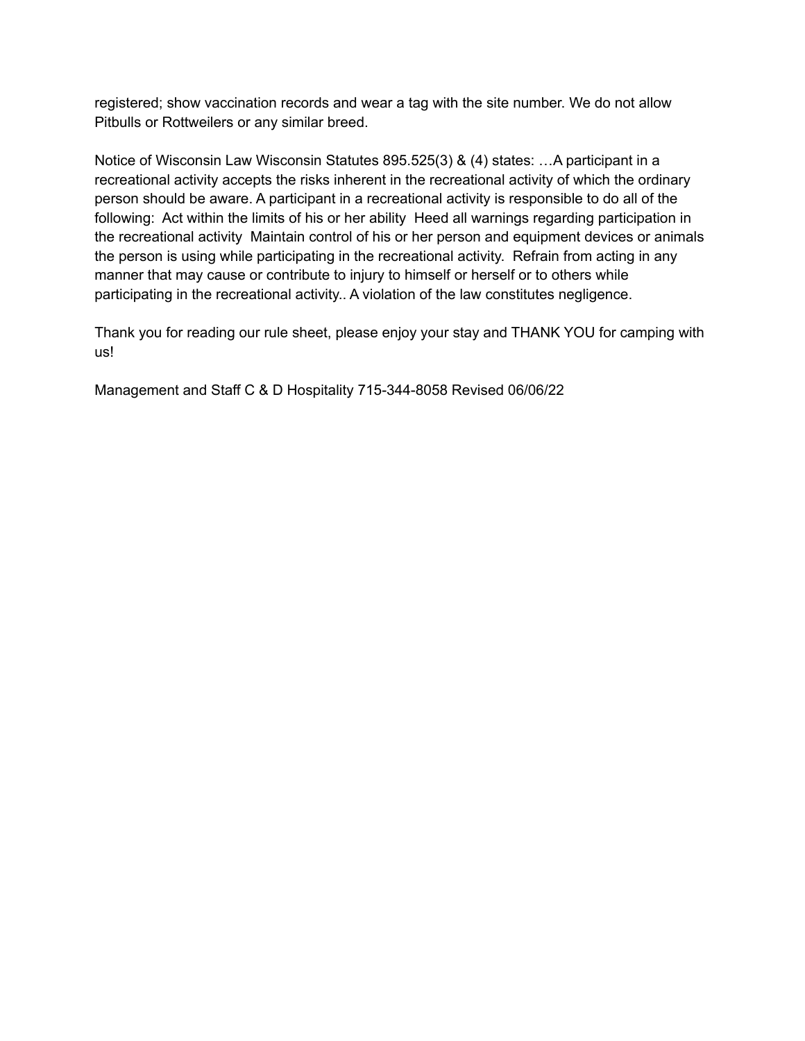registered; show vaccination records and wear a tag with the site number. We do not allow Pitbulls or Rottweilers or any similar breed.

Notice of Wisconsin Law Wisconsin Statutes 895.525(3) & (4) states: …A participant in a recreational activity accepts the risks inherent in the recreational activity of which the ordinary person should be aware. A participant in a recreational activity is responsible to do all of the following:  Act within the limits of his or her ability  Heed all warnings regarding participation in the recreational activity  Maintain control of his or her person and equipment devices or animals the person is using while participating in the recreational activity.  Refrain from acting in any manner that may cause or contribute to injury to himself or herself or to others while participating in the recreational activity.. A violation of the law constitutes negligence.

Thank you for reading our rule sheet, please enjoy your stay and THANK YOU for camping with us!

Management and Staff C & D Hospitality 715-344-8058 Revised 06/06/22